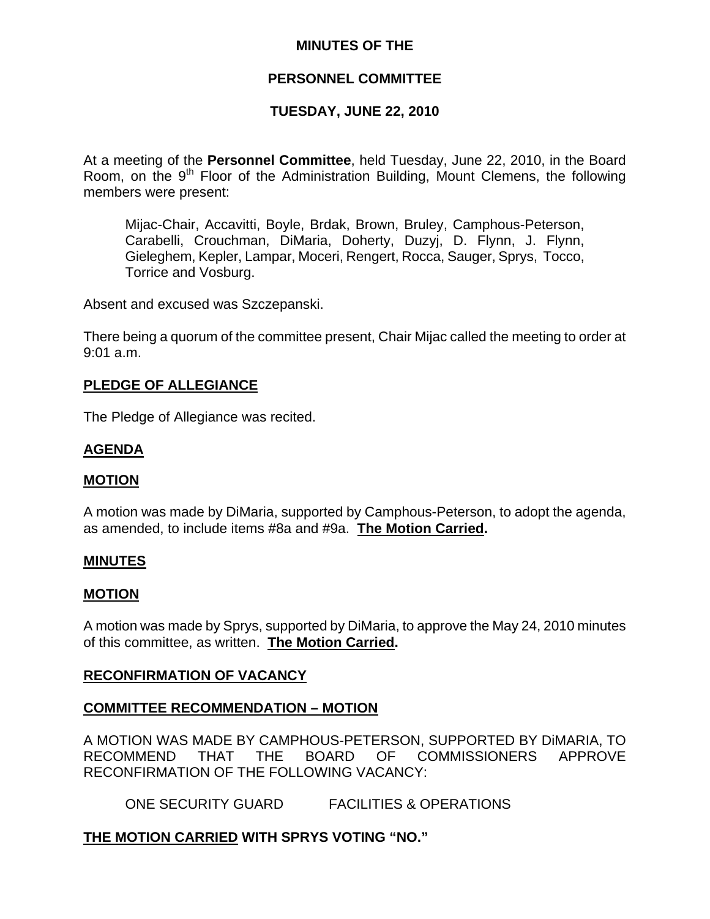**MINUTES OF THE**

**PERSONNEL COMMITTEE**

**TUESDAY, JUNE 22, 2010**

At a meeting of the **Personnel Committee**, held Tuesday, June 22, 2010, in the Board Room, on the 9th Floor of the Administration Building, Mount Clemens, the following members were present:

> Mijac-Chair, Accavitti, Boyle, Brdak, Brown, Bruley, Camphous-Peterson, Carabelli, Crouchman, DiMaria, Doherty, Duzyj, D. Flynn, J. Flynn, Gieleghem, Kepler, Lampar, Moceri, Rengert, Rocca, Sauger, Sprys, Tocco, Torrice and Vosburg.

Absent and excused was Szczepanski.

There being a quorum of the committee present, Chair Mijac called the meeting to order at 9:01 a.m.

**PLEDGE OF ALLEGIANCE**

The Pledge of Allegiance was recited.

**AGENDA**

**MOTION**

A motion was made by DiMaria, supported by Camphous-Peterson, to adopt the agenda, as amended, to include items #8a and #9a. **The Motion Carried.**

**MINUTES**

**MOTION**

A motion was made by Sprys, supported by DiMaria, to approve the May 24, 2010 minutes of this committee, as written. **The Motion Carried.**

**RECONFIRMATION OF VACANCY**

**COMMITTEE RECOMMENDATION – MOTION**

A MOTION WAS MADE BY CAMPHOUS-PETERSON, SUPPORTED BY DiMARIA, TO RECOMMEND THAT THE BOARD OF COMMISSIONERS APPROVE RECONFIRMATION OF THE FOLLOWING VACANCY:

> ONE SECURITY GUARD FACILITIES & OPERATIONS

**THE MOTION CARRIED WITH SPRYS VOTING "NO."**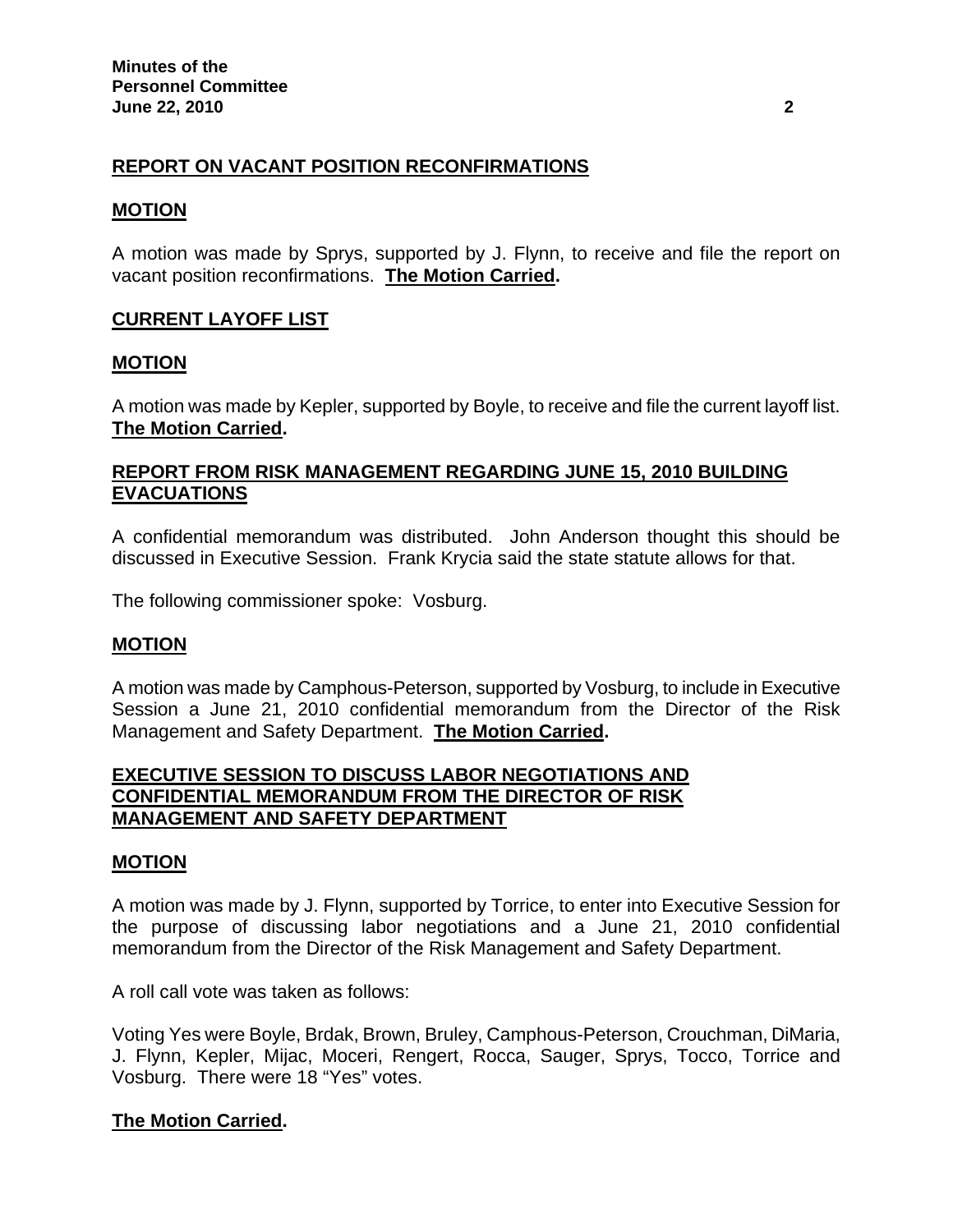## REPORT ON VACANT POSITION RECONFIRMATIONS

### MOTION

A motion was made by Sprys, supported by J. Flynn, to receive and file the report on vacant position reconfirmations. **The Motion Carried.**

## CURRENT LAYOFF LIST

### MOTION

A motion was made by Kepler, supported by Boyle, to receive and file the current layoff list. **The Motion Carried.**

## REPORT FROM RISK MANAGEMENT REGARDING JUNE 15, 2010 BUILDING EVACUATIONS

A confidential memorandum was distributed. John Anderson thought this should be discussed in Executive Session. Frank Krycia said the state statute allows for that.

The following commissioner spoke: Vosburg.

### MOTION

A motion was made by Camphous-Peterson, supported by Vosburg, to include in Executive Session a June 21, 2010 confidential memorandum from the Director of the Risk Management and Safety Department. **The Motion Carried.**

## EXECUTIVE SESSION TO DISCUSS LABOR NEGOTIATIONS AND CONFIDENTIAL MEMORANDUM FROM THE DIRECTOR OF RISK MANAGEMENT AND SAFETY DEPARTMENT

### MOTION

A motion was made by J. Flynn, supported by Torrice, to enter into Executive Session for the purpose of discussing labor negotiations and a June 21, 2010 confidential memorandum from the Director of the Risk Management and Safety Department.

A roll call vote was taken as follows:

Voting Yes were Boyle, Brdak, Brown, Bruley, Camphous-Peterson, Crouchman, DiMaria, J. Flynn, Kepler, Mijac, Moceri, Rengert, Rocca, Sauger, Sprys, Tocco, Torrice and Vosburg. There were 18 "Yes" votes.

**The Motion Carried.**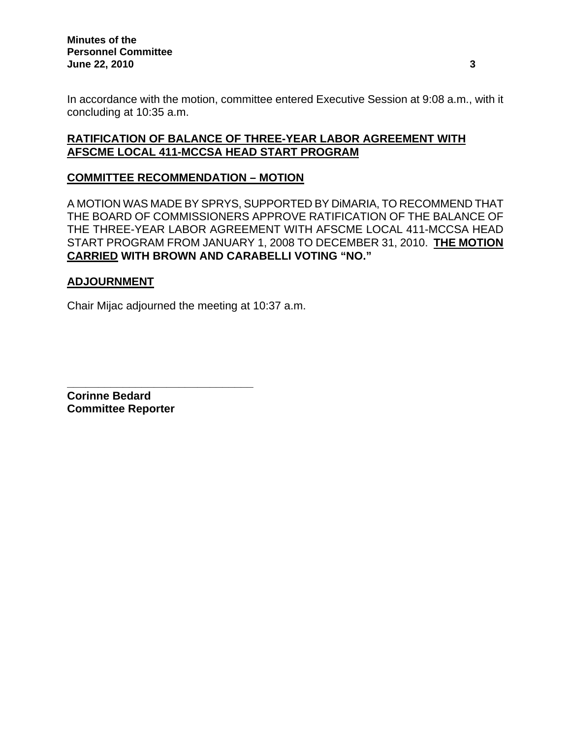In accordance with the motion, committee entered Executive Session at 9:08 a.m., with it concluding at 10:35 a.m.

## RATIFICATION OF BALANCE OF THREE-YEAR LABOR AGREEMENT WITH AFSCME LOCAL 411-MCCSA HEAD START PROGRAM

## COMMITTEE RECOMMENDATION – MOTION

A MOTION WAS MADE BY SPRYS, SUPPORTED BY DiMARIA, TO RECOMMEND THAT THE BOARD OF COMMISSIONERS APPROVE RATIFICATION OF THE BALANCE OF THE THREE-YEAR LABOR AGREEMENT WITH AFSCME LOCAL 411-MCCSA HEAD START PROGRAM FROM JANUARY 1, 2008 TO DECEMBER 31, 2010. **THE MOTION CARRIED WITH BROWN AND CARABELLI VOTING "NO."**

## ADJOURNMENT

Chair Mijac adjourned the meeting at 10:37 a.m.

_______________________________

**Corinne Bedard**
**Committee Reporter**